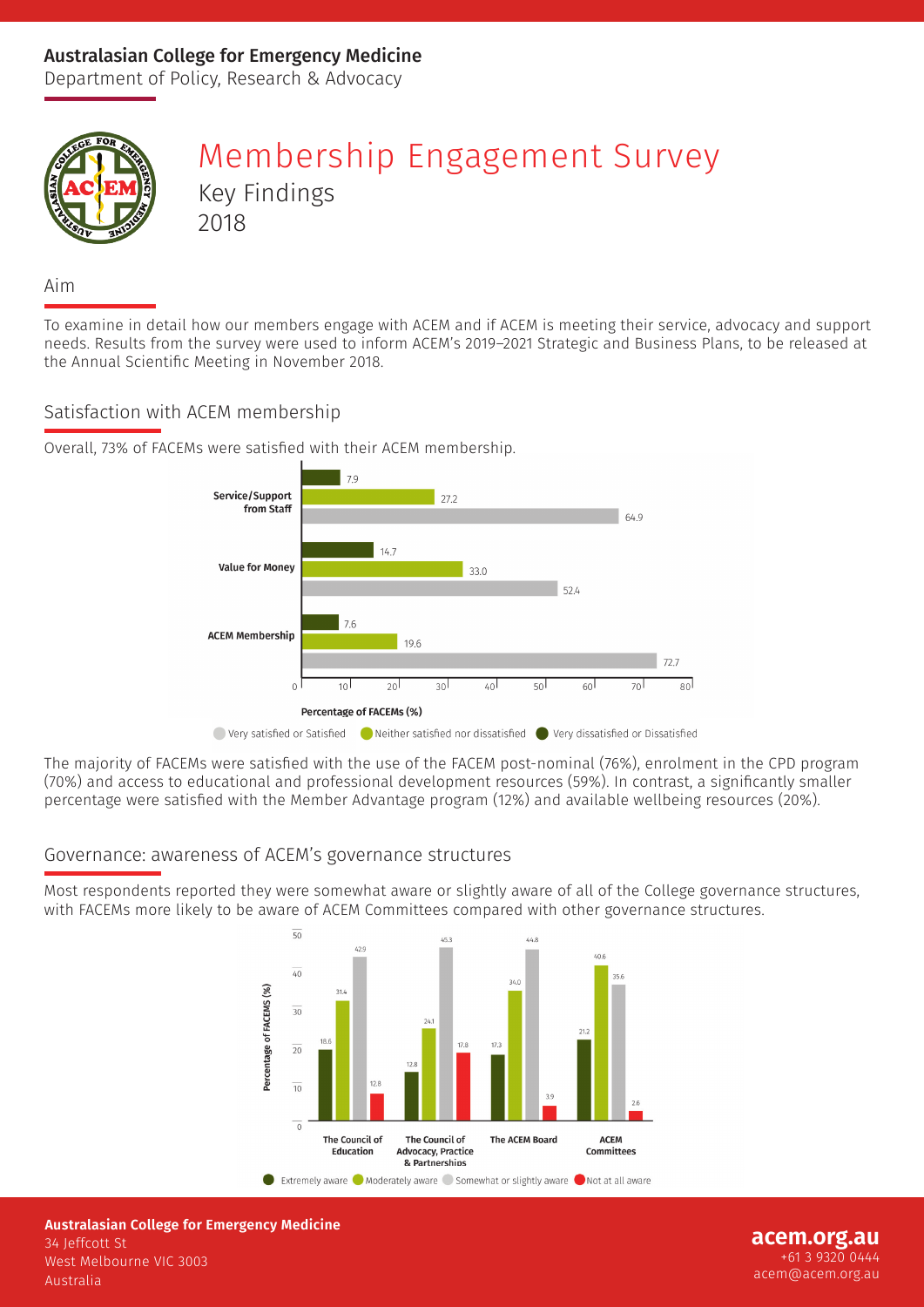**Australasian College for Emergency Medicine**

Department of Policy, Research & Advocacy

# Membership Engagement Survey

## Key Findings

## 2018

### Aim

To examine in detail how our members engage with ACEM and if ACEM is meeting their service, advocacy and support needs. Results from the survey were used to inform ACEM's 2019–2021 Strategic and Business Plans, to be released at the Annual Scientific Meeting in November 2018.

### Satisfaction with ACEM membership

Overall, 73% of FACEMs were satisfied with their ACEM membership.

| Percentage of FACEMs (%) | Very dissatisfied or Dissatisfied | Neither satisfied nor dissatisfied | Very satisfied or Satisfied |
|---|---|---|---|
| Service/Support from Staff | 7.9 | 27.2 | 64.9 |
| Value for Money | 14.7 | 33.0 | 52.4 |
| ACEM Membership | 7.6 | 19.6 | 72.7 |

The majority of FACEMs were satisfied with the use of the FACEM post-nominal (76%), enrolment in the CPD program (70%) and access to educational and professional development resources (59%). In contrast, a significantly smaller percentage were satisfied with the Member Advantage program (12%) and available wellbeing resources (20%).

### Governance: awareness of ACEM's governance structures

Most respondents reported they were somewhat aware or slightly aware of all of the College governance structures, with FACEMs more likely to be aware of ACEM Committees compared with other governance structures.

| Percentage of FACEMS (%) | Extremely aware | Moderately aware | Somewhat or slightly aware | Not at all aware |
|---|---|---|---|---|
| The Council of Education | 18.6 | 31.4 | 42.9 | 12.8 |
| The Council of Advocacy, Practice & Partnerships | 12.8 | 24.1 | 45.3 | 17.8 |
| The ACEM Board | 17.3 | 34.0 | 44.8 | 3.9 |
| ACEM Committees | 21.2 | 40.6 | 35.6 | 2.6 |

**Australasian College for Emergency Medicine**
34 Jeffcott St
West Melbourne VIC 3003
Australia

**acem.org.au**
+61 3 9320 0444
acem@acem.org.au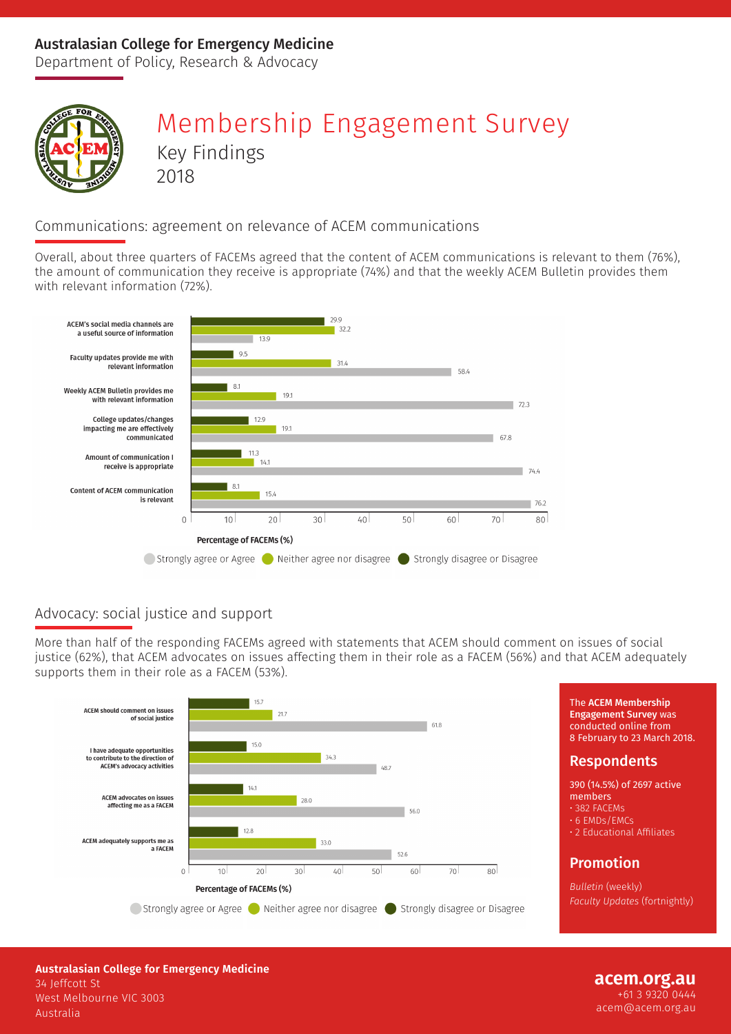## Australasian College for Emergency Medicine

Department of Policy, Research & Advocacy

# Membership Engagement Survey

## Key Findings

## 2018

### Communications: agreement on relevance of ACEM communications

Overall, about three quarters of FACEMs agreed that the content of ACEM communications is relevant to them (76%), the amount of communication they receive is appropriate (74%) and that the weekly ACEM Bulletin provides them with relevant information (72%).

| Statement | Strongly disagree or Disagree | Neither agree nor disagree | Strongly agree or Agree |
|---|---|---|---|
| ACEM's social media channels are a useful source of information | 29.9 | 32.2 | 13.9 |
| Faculty updates provide me with relevant information | 9.5 | 31.4 | 58.4 |
| Weekly ACEM Bulletin provides me with relevant information | 8.1 | 19.1 | 72.3 |
| College updates/changes impacting me are effectively communicated | 12.9 | 19.1 | 67.8 |
| Amount of communication I receive is appropriate | 11.3 | 14.1 | 74.4 |
| Content of ACEM communication is relevant | 8.1 | 15.4 | 76.2 |

Percentage of FACEMs (%)

### Advocacy: social justice and support

More than half of the responding FACEMs agreed with statements that ACEM should comment on issues of social justice (62%), that ACEM advocates on issues affecting them in their role as a FACEM (56%) and that ACEM adequately supports them in their role as a FACEM (53%).

| Statement | Strongly disagree or Disagree | Neither agree nor disagree | Strongly agree or Agree |
|---|---|---|---|
| ACEM should comment on issues of social justice | 15.7 | 21.7 | 61.8 |
| I have adequate opportunities to contribute to the direction of ACEM's advocacy activities | 15.0 | 34.3 | 48.7 |
| ACEM advocates on issues affecting me as a FACEM | 14.1 | 28.0 | 56.0 |
| ACEM adequately supports me as a FACEM | 12.8 | 33.0 | 52.6 |

Percentage of FACEMs (%)

The **ACEM Membership Engagement Survey** was conducted online from 8 February to 23 March 2018.

#### Respondents

390 (14.5%) of 2697 active members

- 382 FACEMs
- 6 EMDs/EMCs
- 2 Educational Affiliates

#### Promotion

*Bulletin* (weekly)
*Faculty Updates* (fortnightly)

**Australasian College for Emergency Medicine**
34 Jeffcott St
West Melbourne VIC 3003
Australia

**acem.org.au**
+61 3 9320 0444
acem@acem.org.au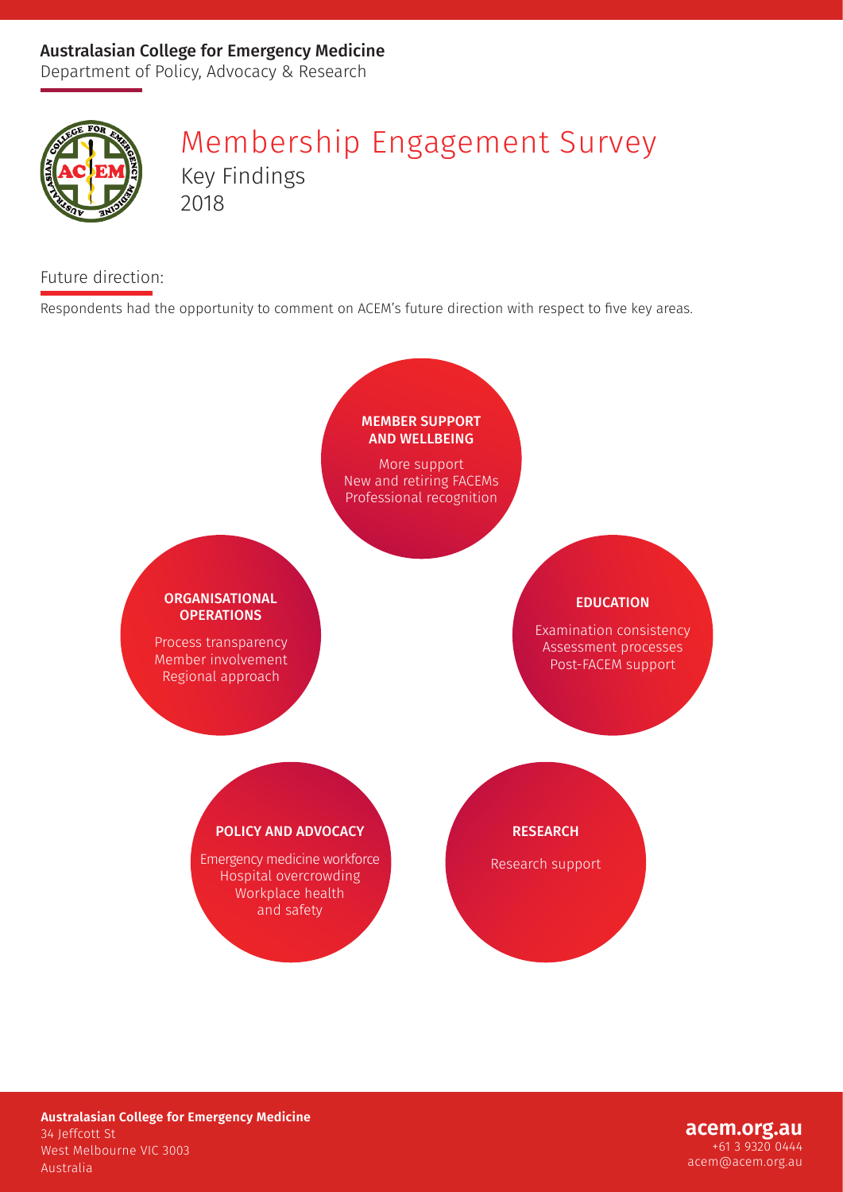Australasian College for Emergency Medicine
Department of Policy, Advocacy & Research

# Membership Engagement Survey

## Key Findings
2018

### Future direction:

Respondents had the opportunity to comment on ACEM's future direction with respect to five key areas.

**MEMBER SUPPORT AND WELLBEING**

More support
New and retiring FACEMs
Professional recognition

**ORGANISATIONAL OPERATIONS**

Process transparency
Member involvement
Regional approach

**EDUCATION**

Examination consistency
Assessment processes
Post-FACEM support

**POLICY AND ADVOCACY**

Emergency medicine workforce
Hospital overcrowding
Workplace health and safety

**RESEARCH**

Research support

**Australasian College for Emergency Medicine**
34 Jeffcott St
West Melbourne VIC 3003
Australia

**acem.org.au**
+61 3 9320 0444
acem@acem.org.au